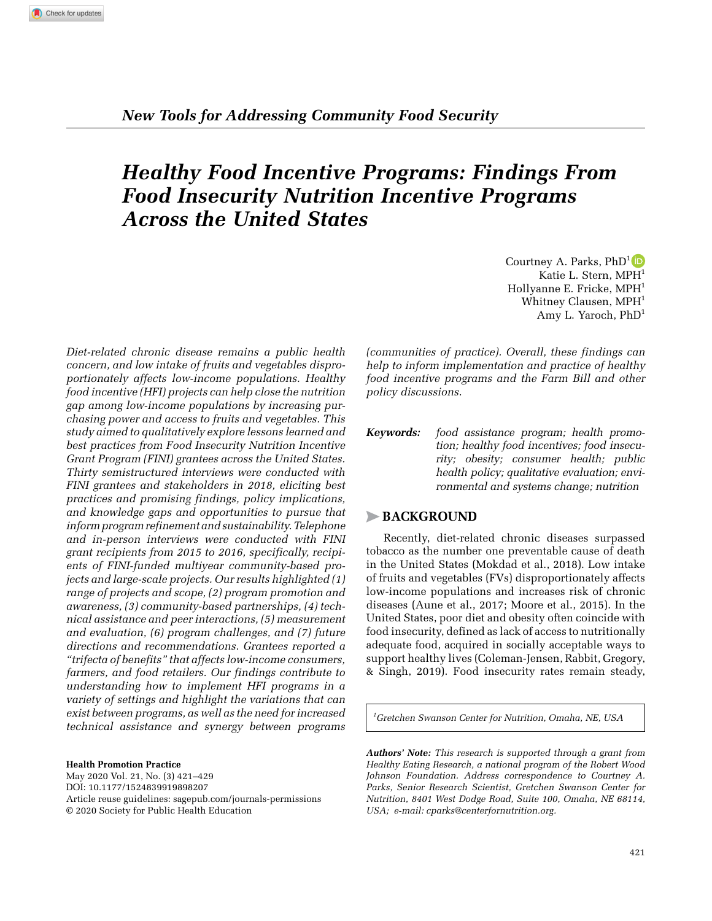*New Tools for Addressing Community Food Security*

# Healthy Food Incentive Programs: Findings From Food Insecurity Nutrition Incentive Programs Across the United States

Courtney A. Parks, PhD[1]
Katie L. Stern, MPH[1]
Hollyanne E. Fricke, MPH[1]
Whitney Clausen, MPH[1]
Amy L. Yaroch, PhD[1]

*Diet-related chronic disease remains a public health concern, and low intake of fruits and vegetables disproportionately affects low-income populations. Healthy food incentive (HFI) projects can help close the nutrition gap among low-income populations by increasing purchasing power and access to fruits and vegetables. This study aimed to qualitatively explore lessons learned and best practices from Food Insecurity Nutrition Incentive Grant Program (FINI) grantees across the United States. Thirty semistructured interviews were conducted with FINI grantees and stakeholders in 2018, eliciting best practices and promising findings, policy implications, and knowledge gaps and opportunities to pursue that inform program refinement and sustainability. Telephone and in-person interviews were conducted with FINI grant recipients from 2015 to 2016, specifically, recipients of FINI-funded multiyear community-based projects and large-scale projects. Our results highlighted (1) range of projects and scope, (2) program promotion and awareness, (3) community-based partnerships, (4) technical assistance and peer interactions, (5) measurement and evaluation, (6) program challenges, and (7) future directions and recommendations. Grantees reported a "trifecta of benefits" that affects low-income consumers, farmers, and food retailers. Our findings contribute to understanding how to implement HFI programs in a variety of settings and highlight the variations that can exist between programs, as well as the need for increased technical assistance and synergy between programs (communities of practice). Overall, these findings can help to inform implementation and practice of healthy food incentive programs and the Farm Bill and other policy discussions.*

**Keywords:** *food assistance program; health promotion; healthy food incentives; food insecurity; obesity; consumer health; public health policy; qualitative evaluation; environmental and systems change; nutrition*

## BACKGROUND

Recently, diet-related chronic diseases surpassed tobacco as the number one preventable cause of death in the United States (Mokdad et al., 2018). Low intake of fruits and vegetables (FVs) disproportionately affects low-income populations and increases risk of chronic diseases (Aune et al., 2017; Moore et al., 2015). In the United States, poor diet and obesity often coincide with food insecurity, defined as lack of access to nutritionally adequate food, acquired in socially acceptable ways to support healthy lives (Coleman-Jensen, Rabbit, Gregory, & Singh, 2019). Food insecurity rates remain steady,

[1]*Gretchen Swanson Center for Nutrition, Omaha, NE, USA*

**Health Promotion Practice**
May 2020 Vol. 21, No. (3) 421–429
DOI: 10.1177/1524839919898207
Article reuse guidelines: sagepub.com/journals-permissions
© 2020 Society for Public Health Education

***Authors' Note:*** *This research is supported through a grant from Healthy Eating Research, a national program of the Robert Wood Johnson Foundation. Address correspondence to Courtney A. Parks, Senior Research Scientist, Gretchen Swanson Center for Nutrition, 8401 West Dodge Road, Suite 100, Omaha, NE 68114, USA; e-mail: cparks@centerfornutrition.org.*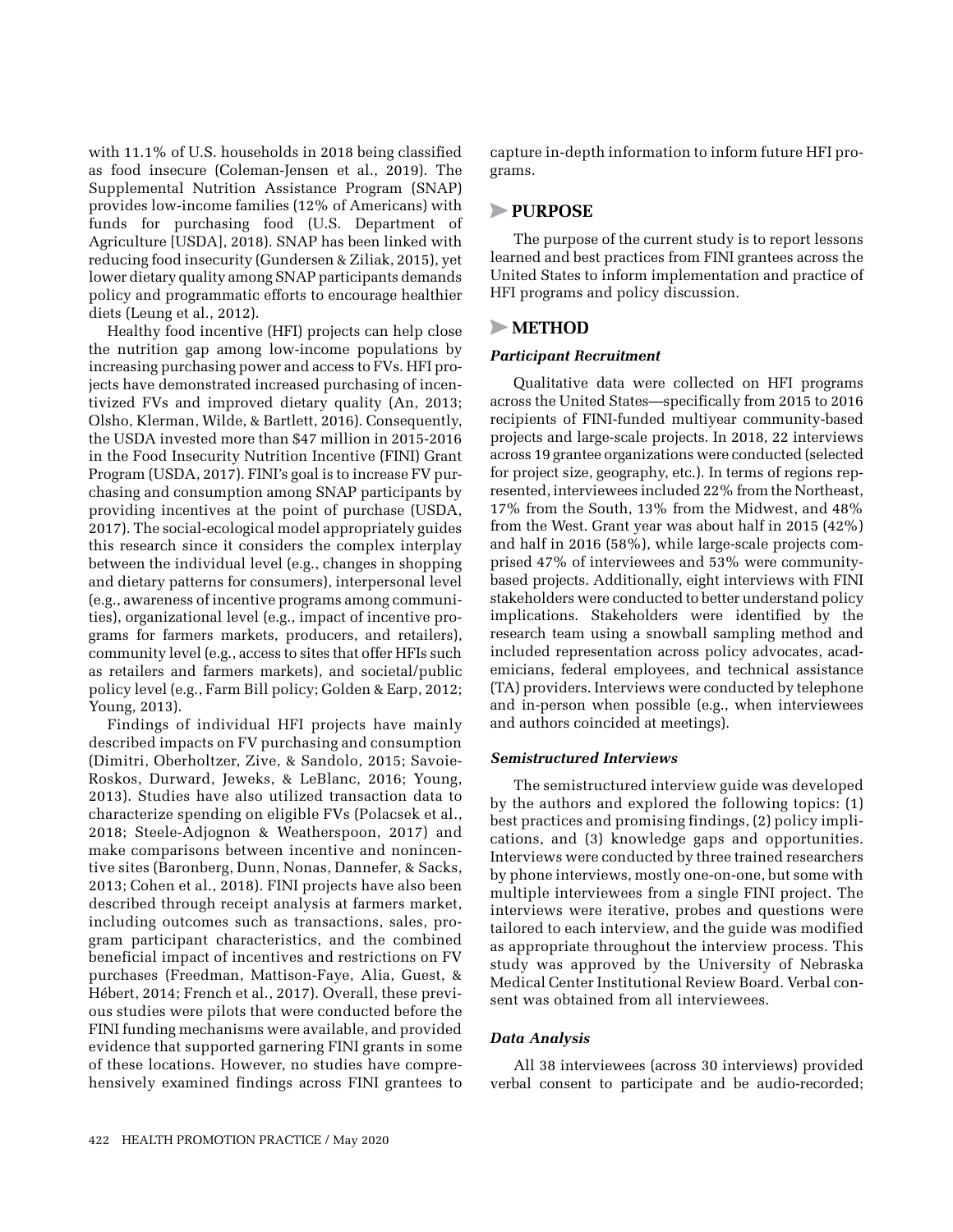with 11.1% of U.S. households in 2018 being classified as food insecure (Coleman-Jensen et al., 2019). The Supplemental Nutrition Assistance Program (SNAP) provides low-income families (12% of Americans) with funds for purchasing food (U.S. Department of Agriculture [USDA], 2018). SNAP has been linked with reducing food insecurity (Gundersen & Ziliak, 2015), yet lower dietary quality among SNAP participants demands policy and programmatic efforts to encourage healthier diets (Leung et al., 2012).

Healthy food incentive (HFI) projects can help close the nutrition gap among low-income populations by increasing purchasing power and access to FVs. HFI projects have demonstrated increased purchasing of incentivized FVs and improved dietary quality (An, 2013; Olsho, Klerman, Wilde, & Bartlett, 2016). Consequently, the USDA invested more than $47 million in 2015-2016 in the Food Insecurity Nutrition Incentive (FINI) Grant Program (USDA, 2017). FINI's goal is to increase FV purchasing and consumption among SNAP participants by providing incentives at the point of purchase (USDA, 2017). The social-ecological model appropriately guides this research since it considers the complex interplay between the individual level (e.g., changes in shopping and dietary patterns for consumers), interpersonal level (e.g., awareness of incentive programs among communities), organizational level (e.g., impact of incentive programs for farmers markets, producers, and retailers), community level (e.g., access to sites that offer HFIs such as retailers and farmers markets), and societal/public policy level (e.g., Farm Bill policy; Golden & Earp, 2012; Young, 2013).

Findings of individual HFI projects have mainly described impacts on FV purchasing and consumption (Dimitri, Oberholtzer, Zive, & Sandolo, 2015; Savoie-Roskos, Durward, Jeweks, & LeBlanc, 2016; Young, 2013). Studies have also utilized transaction data to characterize spending on eligible FVs (Polacsek et al., 2018; Steele-Adjognon & Weatherspoon, 2017) and make comparisons between incentive and nonincentive sites (Baronberg, Dunn, Nonas, Dannefer, & Sacks, 2013; Cohen et al., 2018). FINI projects have also been described through receipt analysis at farmers market, including outcomes such as transactions, sales, program participant characteristics, and the combined beneficial impact of incentives and restrictions on FV purchases (Freedman, Mattison-Faye, Alia, Guest, & Hébert, 2014; French et al., 2017). Overall, these previous studies were pilots that were conducted before the FINI funding mechanisms were available, and provided evidence that supported garnering FINI grants in some of these locations. However, no studies have comprehensively examined findings across FINI grantees to capture in-depth information to inform future HFI programs.

## PURPOSE

The purpose of the current study is to report lessons learned and best practices from FINI grantees across the United States to inform implementation and practice of HFI programs and policy discussion.

## METHOD

### *Participant Recruitment*

Qualitative data were collected on HFI programs across the United States—specifically from 2015 to 2016 recipients of FINI-funded multiyear community-based projects and large-scale projects. In 2018, 22 interviews across 19 grantee organizations were conducted (selected for project size, geography, etc.). In terms of regions represented, interviewees included 22% from the Northeast, 17% from the South, 13% from the Midwest, and 48% from the West. Grant year was about half in 2015 (42%) and half in 2016 (58%), while large-scale projects comprised 47% of interviewees and 53% were community-based projects. Additionally, eight interviews with FINI stakeholders were conducted to better understand policy implications. Stakeholders were identified by the research team using a snowball sampling method and included representation across policy advocates, academicians, federal employees, and technical assistance (TA) providers. Interviews were conducted by telephone and in-person when possible (e.g., when interviewees and authors coincided at meetings).

### *Semistructured Interviews*

The semistructured interview guide was developed by the authors and explored the following topics: (1) best practices and promising findings, (2) policy implications, and (3) knowledge gaps and opportunities. Interviews were conducted by three trained researchers by phone interviews, mostly one-on-one, but some with multiple interviewees from a single FINI project. The interviews were iterative, probes and questions were tailored to each interview, and the guide was modified as appropriate throughout the interview process. This study was approved by the University of Nebraska Medical Center Institutional Review Board. Verbal consent was obtained from all interviewees.

### *Data Analysis*

All 38 interviewees (across 30 interviews) provided verbal consent to participate and be audio-recorded;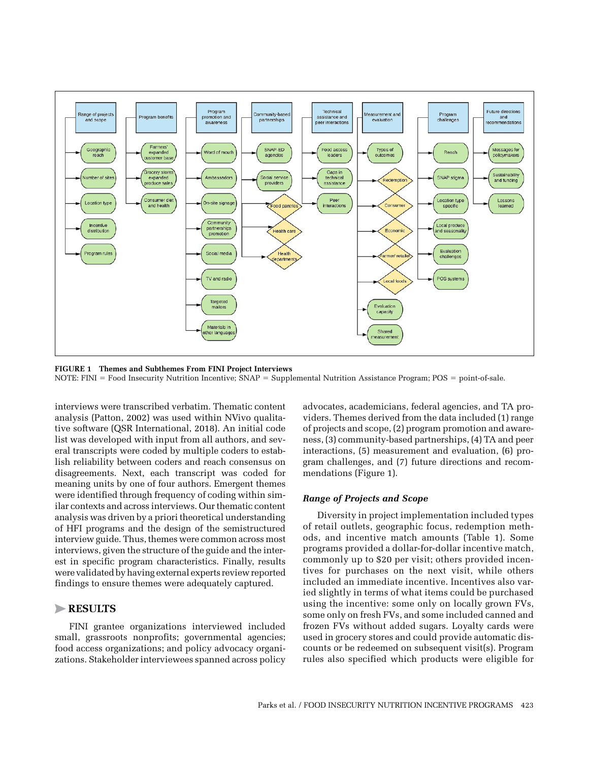**FIGURE 1 Themes and Subthemes From FINI Project Interviews**

NOTE: FINI = Food Insecurity Nutrition Incentive; SNAP = Supplemental Nutrition Assistance Program; POS = point-of-sale.

interviews were transcribed verbatim. Thematic content analysis (Patton, 2002) was used within NVivo qualitative software (QSR International, 2018). An initial code list was developed with input from all authors, and several transcripts were coded by multiple coders to establish reliability between coders and reach consensus on disagreements. Next, each transcript was coded for meaning units by one of four authors. Emergent themes were identified through frequency of coding within similar contexts and across interviews. Our thematic content analysis was driven by a priori theoretical understanding of HFI programs and the design of the semistructured interview guide. Thus, themes were common across most interviews, given the structure of the guide and the interest in specific program characteristics. Finally, results were validated by having external experts review reported findings to ensure themes were adequately captured.

## RESULTS

FINI grantee organizations interviewed included small, grassroots nonprofits; governmental agencies; food access organizations; and policy advocacy organizations. Stakeholder interviewees spanned across policy advocates, academicians, federal agencies, and TA providers. Themes derived from the data included (1) range of projects and scope, (2) program promotion and awareness, (3) community-based partnerships, (4) TA and peer interactions, (5) measurement and evaluation, (6) program challenges, and (7) future directions and recommendations (Figure 1).

### *Range of Projects and Scope*

Diversity in project implementation included types of retail outlets, geographic focus, redemption methods, and incentive match amounts (Table 1). Some programs provided a dollar-for-dollar incentive match, commonly up to $20 per visit; others provided incentives for purchases on the next visit, while others included an immediate incentive. Incentives also varied slightly in terms of what items could be purchased using the incentive: some only on locally grown FVs, some only on fresh FVs, and some included canned and frozen FVs without added sugars. Loyalty cards were used in grocery stores and could provide automatic discounts or be redeemed on subsequent visit(s). Program rules also specified which products were eligible for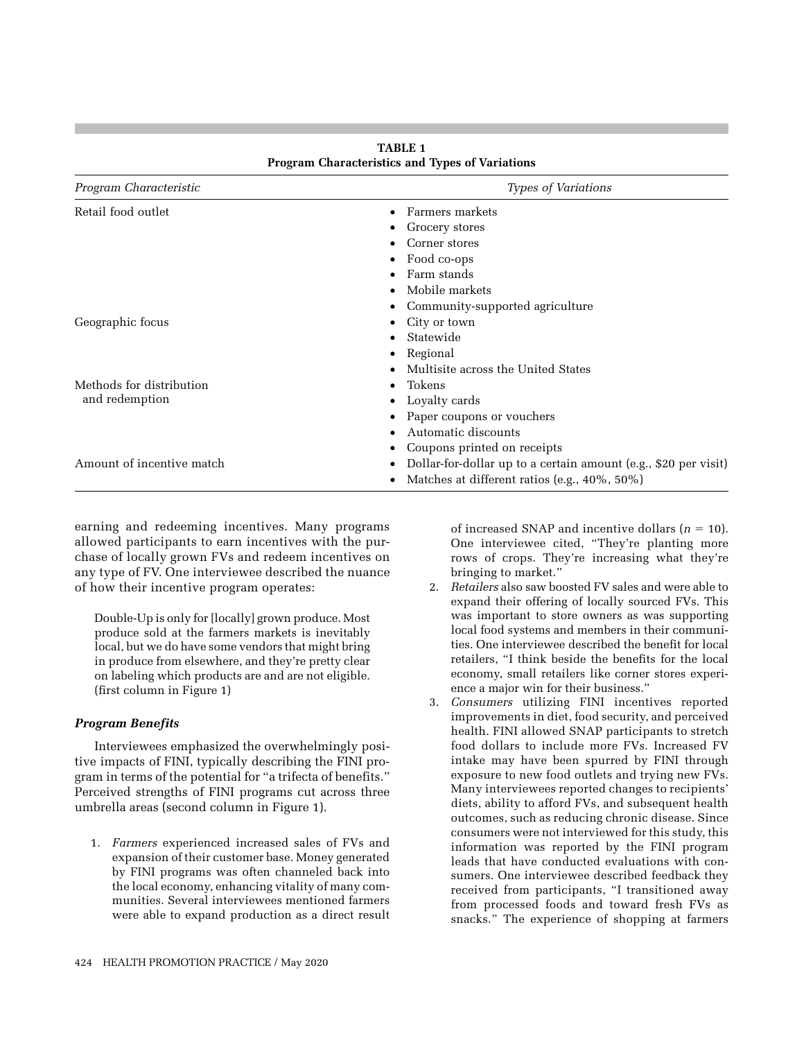**TABLE 1**
**Program Characteristics and Types of Variations**

| *Program Characteristic* | *Types of Variations* |
|---|---|
| Retail food outlet | • Farmers markets<br>• Grocery stores<br>• Corner stores<br>• Food co-ops<br>• Farm stands<br>• Mobile markets<br>• Community-supported agriculture |
| Geographic focus | • City or town<br>• Statewide<br>• Regional<br>• Multisite across the United States |
| Methods for distribution and redemption | • Tokens<br>• Loyalty cards<br>• Paper coupons or vouchers<br>• Automatic discounts<br>• Coupons printed on receipts |
| Amount of incentive match | • Dollar-for-dollar up to a certain amount (e.g., $20 per visit)<br>• Matches at different ratios (e.g., 40%, 50%) |

earning and redeeming incentives. Many programs allowed participants to earn incentives with the purchase of locally grown FVs and redeem incentives on any type of FV. One interviewee described the nuance of how their incentive program operates:

> Double-Up is only for [locally] grown produce. Most produce sold at the farmers markets is inevitably local, but we do have some vendors that might bring in produce from elsewhere, and they're pretty clear on labeling which products are and are not eligible. (first column in Figure 1)

#### *Program Benefits*

Interviewees emphasized the overwhelmingly positive impacts of FINI, typically describing the FINI program in terms of the potential for "a trifecta of benefits." Perceived strengths of FINI programs cut across three umbrella areas (second column in Figure 1).

1. *Farmers* experienced increased sales of FVs and expansion of their customer base. Money generated by FINI programs was often channeled back into the local economy, enhancing vitality of many communities. Several interviewees mentioned farmers were able to expand production as a direct result of increased SNAP and incentive dollars ($n$ = 10). One interviewee cited, "They're planting more rows of crops. They're increasing what they're bringing to market."
2. *Retailers* also saw boosted FV sales and were able to expand their offering of locally sourced FVs. This was important to store owners as was supporting local food systems and members in their communities. One interviewee described the benefit for local retailers, "I think beside the benefits for the local economy, small retailers like corner stores experience a major win for their business."
3. *Consumers* utilizing FINI incentives reported improvements in diet, food security, and perceived health. FINI allowed SNAP participants to stretch food dollars to include more FVs. Increased FV intake may have been spurred by FINI through exposure to new food outlets and trying new FVs. Many interviewees reported changes to recipients' diets, ability to afford FVs, and subsequent health outcomes, such as reducing chronic disease. Since consumers were not interviewed for this study, this information was reported by the FINI program leads that have conducted evaluations with consumers. One interviewee described feedback they received from participants, "I transitioned away from processed foods and toward fresh FVs as snacks." The experience of shopping at farmers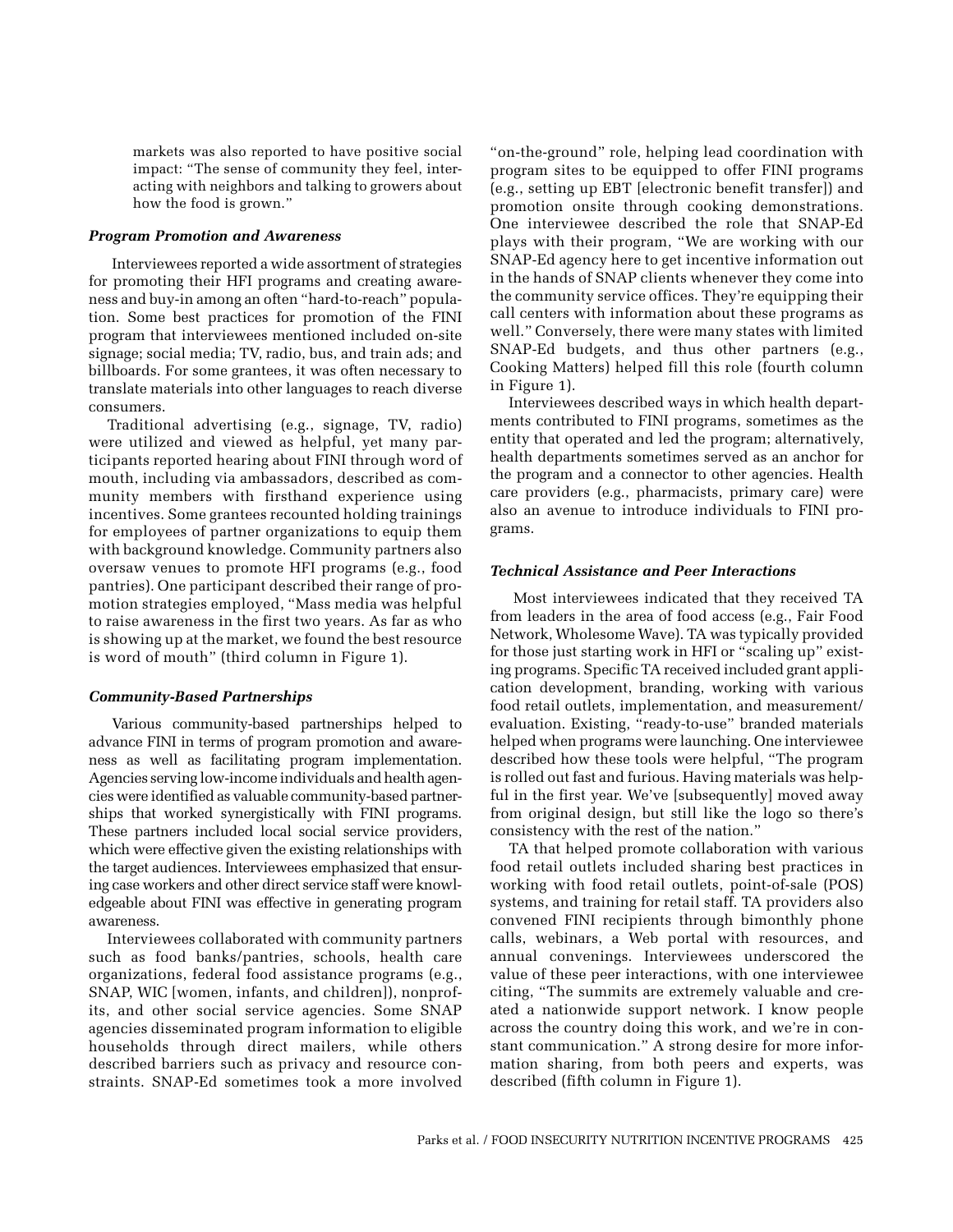markets was also reported to have positive social impact: "The sense of community they feel, interacting with neighbors and talking to growers about how the food is grown."

### *Program Promotion and Awareness*

Interviewees reported a wide assortment of strategies for promoting their HFI programs and creating awareness and buy-in among an often "hard-to-reach" population. Some best practices for promotion of the FINI program that interviewees mentioned included on-site signage; social media; TV, radio, bus, and train ads; and billboards. For some grantees, it was often necessary to translate materials into other languages to reach diverse consumers.

Traditional advertising (e.g., signage, TV, radio) were utilized and viewed as helpful, yet many participants reported hearing about FINI through word of mouth, including via ambassadors, described as community members with firsthand experience using incentives. Some grantees recounted holding trainings for employees of partner organizations to equip them with background knowledge. Community partners also oversaw venues to promote HFI programs (e.g., food pantries). One participant described their range of promotion strategies employed, "Mass media was helpful to raise awareness in the first two years. As far as who is showing up at the market, we found the best resource is word of mouth" (third column in Figure 1).

### *Community-Based Partnerships*

Various community-based partnerships helped to advance FINI in terms of program promotion and awareness as well as facilitating program implementation. Agencies serving low-income individuals and health agencies were identified as valuable community-based partnerships that worked synergistically with FINI programs. These partners included local social service providers, which were effective given the existing relationships with the target audiences. Interviewees emphasized that ensuring case workers and other direct service staff were knowledgeable about FINI was effective in generating program awareness.

Interviewees collaborated with community partners such as food banks/pantries, schools, health care organizations, federal food assistance programs (e.g., SNAP, WIC [women, infants, and children]), nonprofits, and other social service agencies. Some SNAP agencies disseminated program information to eligible households through direct mailers, while others described barriers such as privacy and resource constraints. SNAP-Ed sometimes took a more involved "on-the-ground" role, helping lead coordination with program sites to be equipped to offer FINI programs (e.g., setting up EBT [electronic benefit transfer]) and promotion onsite through cooking demonstrations. One interviewee described the role that SNAP-Ed plays with their program, "We are working with our SNAP-Ed agency here to get incentive information out in the hands of SNAP clients whenever they come into the community service offices. They're equipping their call centers with information about these programs as well." Conversely, there were many states with limited SNAP-Ed budgets, and thus other partners (e.g., Cooking Matters) helped fill this role (fourth column in Figure 1).

Interviewees described ways in which health departments contributed to FINI programs, sometimes as the entity that operated and led the program; alternatively, health departments sometimes served as an anchor for the program and a connector to other agencies. Health care providers (e.g., pharmacists, primary care) were also an avenue to introduce individuals to FINI programs.

### *Technical Assistance and Peer Interactions*

Most interviewees indicated that they received TA from leaders in the area of food access (e.g., Fair Food Network, Wholesome Wave). TA was typically provided for those just starting work in HFI or "scaling up" existing programs. Specific TA received included grant application development, branding, working with various food retail outlets, implementation, and measurement/evaluation. Existing, "ready-to-use" branded materials helped when programs were launching. One interviewee described how these tools were helpful, "The program is rolled out fast and furious. Having materials was helpful in the first year. We've [subsequently] moved away from original design, but still like the logo so there's consistency with the rest of the nation."

TA that helped promote collaboration with various food retail outlets included sharing best practices in working with food retail outlets, point-of-sale (POS) systems, and training for retail staff. TA providers also convened FINI recipients through bimonthly phone calls, webinars, a Web portal with resources, and annual convenings. Interviewees underscored the value of these peer interactions, with one interviewee citing, "The summits are extremely valuable and created a nationwide support network. I know people across the country doing this work, and we're in constant communication." A strong desire for more information sharing, from both peers and experts, was described (fifth column in Figure 1).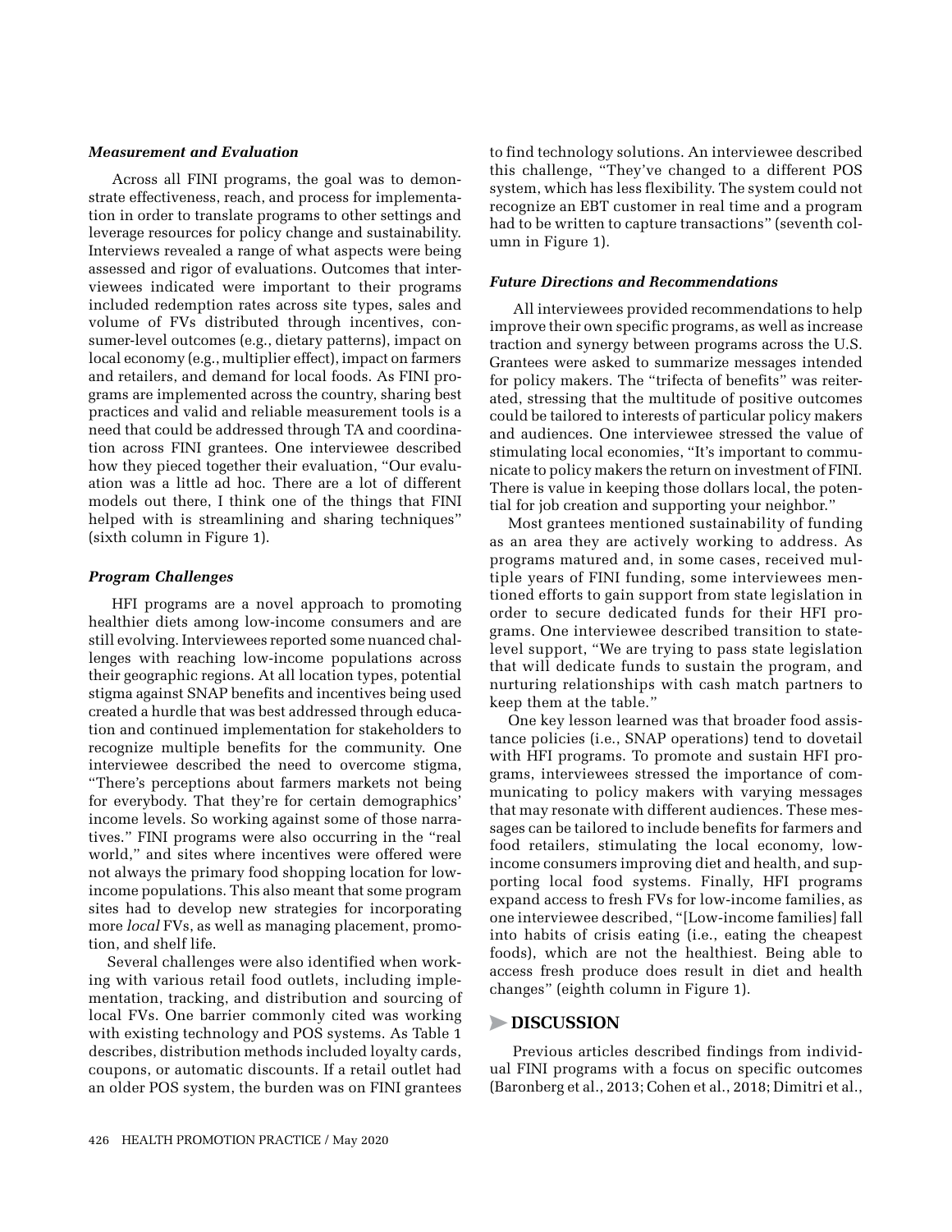### *Measurement and Evaluation*

Across all FINI programs, the goal was to demonstrate effectiveness, reach, and process for implementation in order to translate programs to other settings and leverage resources for policy change and sustainability. Interviews revealed a range of what aspects were being assessed and rigor of evaluations. Outcomes that interviewees indicated were important to their programs included redemption rates across site types, sales and volume of FVs distributed through incentives, consumer-level outcomes (e.g., dietary patterns), impact on local economy (e.g., multiplier effect), impact on farmers and retailers, and demand for local foods. As FINI programs are implemented across the country, sharing best practices and valid and reliable measurement tools is a need that could be addressed through TA and coordination across FINI grantees. One interviewee described how they pieced together their evaluation, "Our evaluation was a little ad hoc. There are a lot of different models out there, I think one of the things that FINI helped with is streamlining and sharing techniques" (sixth column in Figure 1).

### *Program Challenges*

HFI programs are a novel approach to promoting healthier diets among low-income consumers and are still evolving. Interviewees reported some nuanced challenges with reaching low-income populations across their geographic regions. At all location types, potential stigma against SNAP benefits and incentives being used created a hurdle that was best addressed through education and continued implementation for stakeholders to recognize multiple benefits for the community. One interviewee described the need to overcome stigma, "There's perceptions about farmers markets not being for everybody. That they're for certain demographics' income levels. So working against some of those narratives." FINI programs were also occurring in the "real world," and sites where incentives were offered were not always the primary food shopping location for low-income populations. This also meant that some program sites had to develop new strategies for incorporating more *local* FVs, as well as managing placement, promotion, and shelf life.

Several challenges were also identified when working with various retail food outlets, including implementation, tracking, and distribution and sourcing of local FVs. One barrier commonly cited was working with existing technology and POS systems. As Table 1 describes, distribution methods included loyalty cards, coupons, or automatic discounts. If a retail outlet had an older POS system, the burden was on FINI grantees to find technology solutions. An interviewee described this challenge, "They've changed to a different POS system, which has less flexibility. The system could not recognize an EBT customer in real time and a program had to be written to capture transactions" (seventh column in Figure 1).

### *Future Directions and Recommendations*

All interviewees provided recommendations to help improve their own specific programs, as well as increase traction and synergy between programs across the U.S. Grantees were asked to summarize messages intended for policy makers. The "trifecta of benefits" was reiterated, stressing that the multitude of positive outcomes could be tailored to interests of particular policy makers and audiences. One interviewee stressed the value of stimulating local economies, "It's important to communicate to policy makers the return on investment of FINI. There is value in keeping those dollars local, the potential for job creation and supporting your neighbor."

Most grantees mentioned sustainability of funding as an area they are actively working to address. As programs matured and, in some cases, received multiple years of FINI funding, some interviewees mentioned efforts to gain support from state legislation in order to secure dedicated funds for their HFI programs. One interviewee described transition to state-level support, "We are trying to pass state legislation that will dedicate funds to sustain the program, and nurturing relationships with cash match partners to keep them at the table."

One key lesson learned was that broader food assistance policies (i.e., SNAP operations) tend to dovetail with HFI programs. To promote and sustain HFI programs, interviewees stressed the importance of communicating to policy makers with varying messages that may resonate with different audiences. These messages can be tailored to include benefits for farmers and food retailers, stimulating the local economy, low-income consumers improving diet and health, and supporting local food systems. Finally, HFI programs expand access to fresh FVs for low-income families, as one interviewee described, "[Low-income families] fall into habits of crisis eating (i.e., eating the cheapest foods), which are not the healthiest. Being able to access fresh produce does result in diet and health changes" (eighth column in Figure 1).

## DISCUSSION

Previous articles described findings from individual FINI programs with a focus on specific outcomes (Baronberg et al., 2013; Cohen et al., 2018; Dimitri et al.,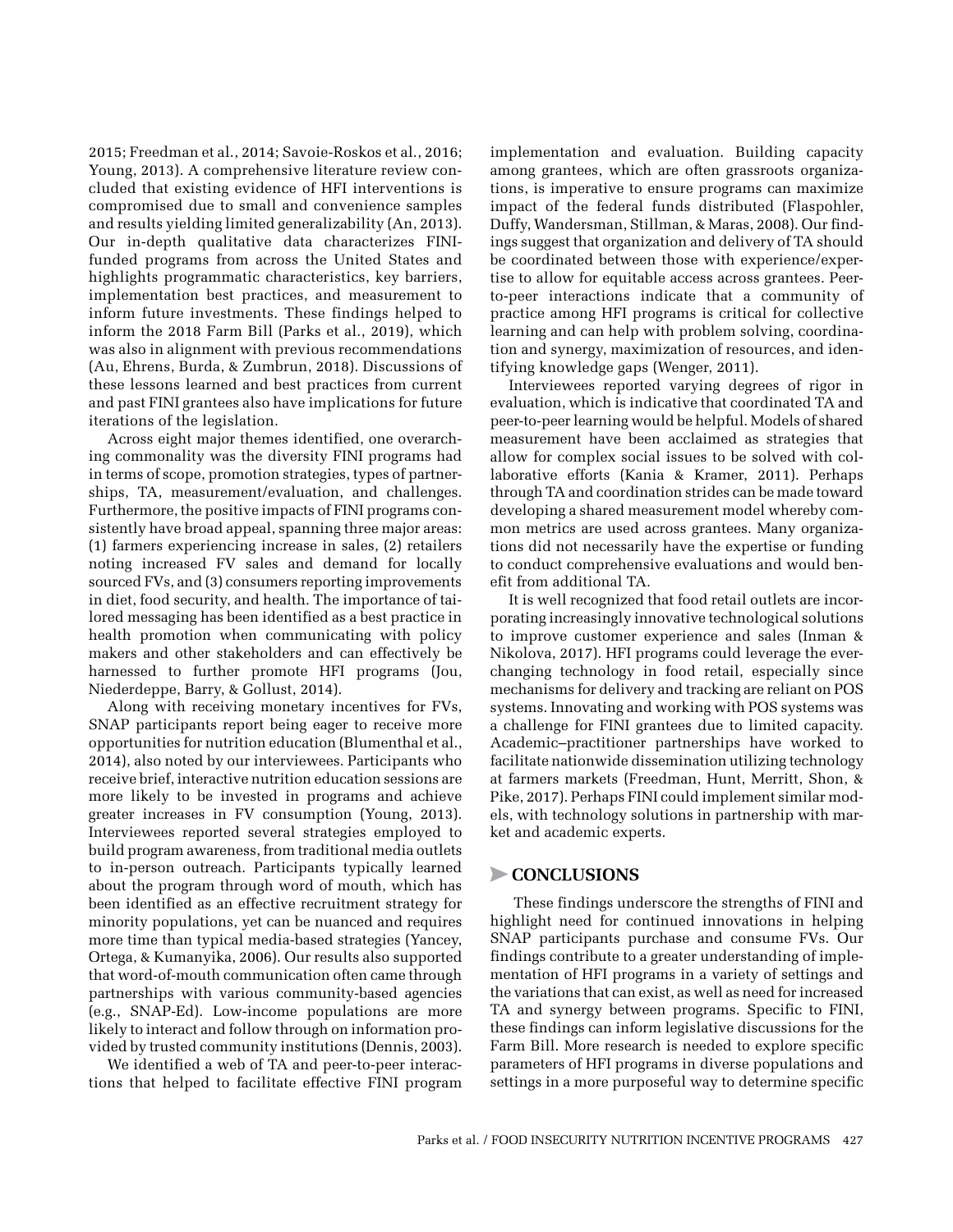2015; Freedman et al., 2014; Savoie-Roskos et al., 2016; Young, 2013). A comprehensive literature review concluded that existing evidence of HFI interventions is compromised due to small and convenience samples and results yielding limited generalizability (An, 2013). Our in-depth qualitative data characterizes FINI-funded programs from across the United States and highlights programmatic characteristics, key barriers, implementation best practices, and measurement to inform future investments. These findings helped to inform the 2018 Farm Bill (Parks et al., 2019), which was also in alignment with previous recommendations (Au, Ehrens, Burda, & Zumbrun, 2018). Discussions of these lessons learned and best practices from current and past FINI grantees also have implications for future iterations of the legislation.

Across eight major themes identified, one overarching commonality was the diversity FINI programs had in terms of scope, promotion strategies, types of partnerships, TA, measurement/evaluation, and challenges. Furthermore, the positive impacts of FINI programs consistently have broad appeal, spanning three major areas: (1) farmers experiencing increase in sales, (2) retailers noting increased FV sales and demand for locally sourced FVs, and (3) consumers reporting improvements in diet, food security, and health. The importance of tailored messaging has been identified as a best practice in health promotion when communicating with policy makers and other stakeholders and can effectively be harnessed to further promote HFI programs (Jou, Niederdeppe, Barry, & Gollust, 2014).

Along with receiving monetary incentives for FVs, SNAP participants report being eager to receive more opportunities for nutrition education (Blumenthal et al., 2014), also noted by our interviewees. Participants who receive brief, interactive nutrition education sessions are more likely to be invested in programs and achieve greater increases in FV consumption (Young, 2013). Interviewees reported several strategies employed to build program awareness, from traditional media outlets to in-person outreach. Participants typically learned about the program through word of mouth, which has been identified as an effective recruitment strategy for minority populations, yet can be nuanced and requires more time than typical media-based strategies (Yancey, Ortega, & Kumanyika, 2006). Our results also supported that word-of-mouth communication often came through partnerships with various community-based agencies (e.g., SNAP-Ed). Low-income populations are more likely to interact and follow through on information provided by trusted community institutions (Dennis, 2003).

We identified a web of TA and peer-to-peer interactions that helped to facilitate effective FINI program implementation and evaluation. Building capacity among grantees, which are often grassroots organizations, is imperative to ensure programs can maximize impact of the federal funds distributed (Flaspohler, Duffy, Wandersman, Stillman, & Maras, 2008). Our findings suggest that organization and delivery of TA should be coordinated between those with experience/expertise to allow for equitable access across grantees. Peer-to-peer interactions indicate that a community of practice among HFI programs is critical for collective learning and can help with problem solving, coordination and synergy, maximization of resources, and identifying knowledge gaps (Wenger, 2011).

Interviewees reported varying degrees of rigor in evaluation, which is indicative that coordinated TA and peer-to-peer learning would be helpful. Models of shared measurement have been acclaimed as strategies that allow for complex social issues to be solved with collaborative efforts (Kania & Kramer, 2011). Perhaps through TA and coordination strides can be made toward developing a shared measurement model whereby common metrics are used across grantees. Many organizations did not necessarily have the expertise or funding to conduct comprehensive evaluations and would benefit from additional TA.

It is well recognized that food retail outlets are incorporating increasingly innovative technological solutions to improve customer experience and sales (Inman & Nikolova, 2017). HFI programs could leverage the ever-changing technology in food retail, especially since mechanisms for delivery and tracking are reliant on POS systems. Innovating and working with POS systems was a challenge for FINI grantees due to limited capacity. Academic–practitioner partnerships have worked to facilitate nationwide dissemination utilizing technology at farmers markets (Freedman, Hunt, Merritt, Shon, & Pike, 2017). Perhaps FINI could implement similar models, with technology solutions in partnership with market and academic experts.

## CONCLUSIONS

These findings underscore the strengths of FINI and highlight need for continued innovations in helping SNAP participants purchase and consume FVs. Our findings contribute to a greater understanding of implementation of HFI programs in a variety of settings and the variations that can exist, as well as need for increased TA and synergy between programs. Specific to FINI, these findings can inform legislative discussions for the Farm Bill. More research is needed to explore specific parameters of HFI programs in diverse populations and settings in a more purposeful way to determine specific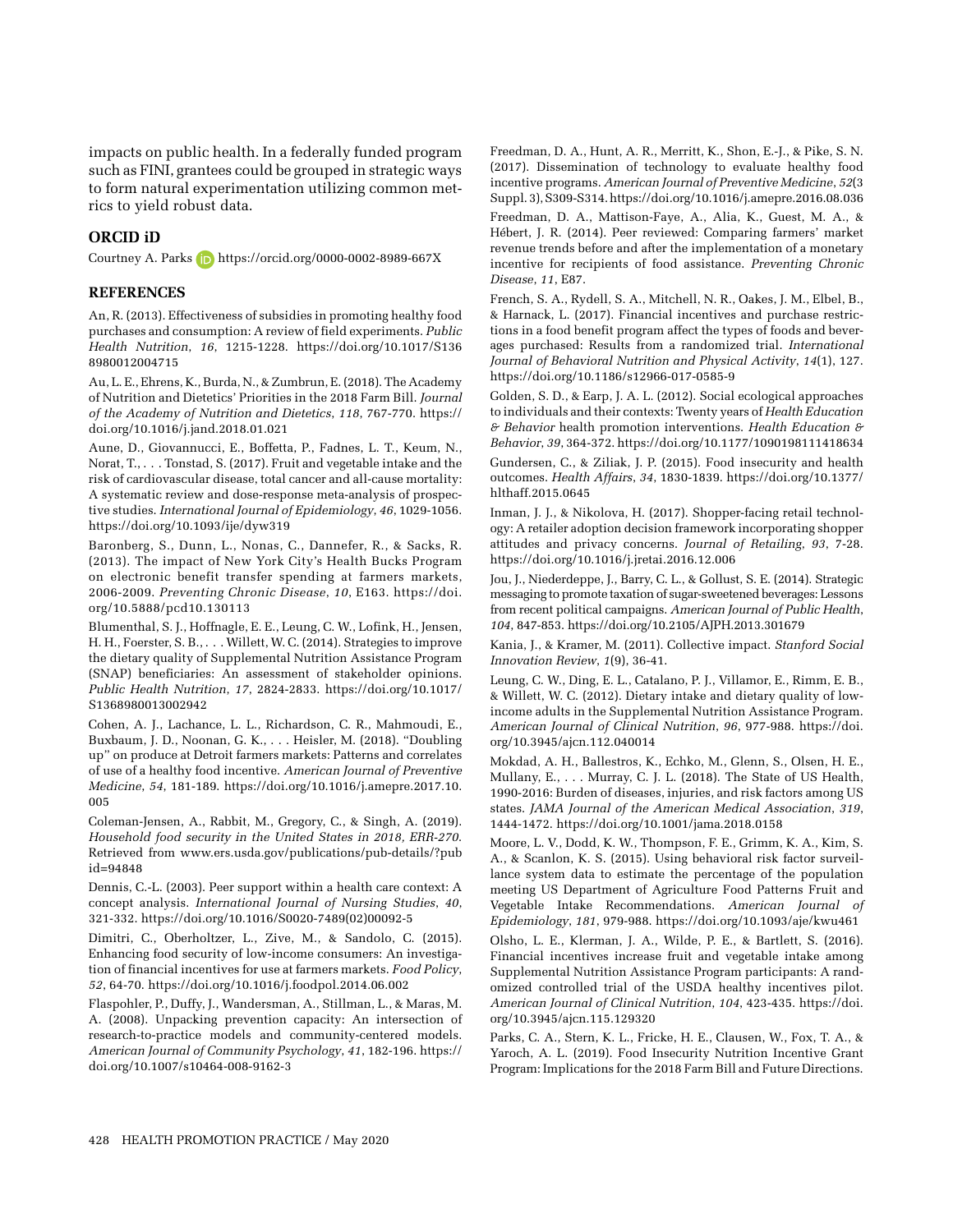impacts on public health. In a federally funded program such as FINI, grantees could be grouped in strategic ways to form natural experimentation utilizing common metrics to yield robust data.

## ORCID iD

Courtney A. Parks https://orcid.org/0000-0002-8989-667X

## REFERENCES

An, R. (2013). Effectiveness of subsidies in promoting healthy food purchases and consumption: A review of field experiments. *Public Health Nutrition*, *16*, 1215-1228. https://doi.org/10.1017/S1368980012004715

Au, L. E., Ehrens, K., Burda, N., & Zumbrun, E. (2018). The Academy of Nutrition and Dietetics' Priorities in the 2018 Farm Bill. *Journal of the Academy of Nutrition and Dietetics*, *118*, 767-770. https://doi.org/10.1016/j.jand.2018.01.021

Aune, D., Giovannucci, E., Boffetta, P., Fadnes, L. T., Keum, N., Norat, T., . . . Tonstad, S. (2017). Fruit and vegetable intake and the risk of cardiovascular disease, total cancer and all-cause mortality: A systematic review and dose-response meta-analysis of prospective studies. *International Journal of Epidemiology*, *46*, 1029-1056. https://doi.org/10.1093/ije/dyw319

Baronberg, S., Dunn, L., Nonas, C., Dannefer, R., & Sacks, R. (2013). The impact of New York City's Health Bucks Program on electronic benefit transfer spending at farmers markets, 2006-2009. *Preventing Chronic Disease*, *10*, E163. https://doi.org/10.5888/pcd10.130113

Blumenthal, S. J., Hoffnagle, E. E., Leung, C. W., Lofink, H., Jensen, H. H., Foerster, S. B., . . . Willett, W. C. (2014). Strategies to improve the dietary quality of Supplemental Nutrition Assistance Program (SNAP) beneficiaries: An assessment of stakeholder opinions. *Public Health Nutrition*, *17*, 2824-2833. https://doi.org/10.1017/S1368980013002942

Cohen, A. J., Lachance, L. L., Richardson, C. R., Mahmoudi, E., Buxbaum, J. D., Noonan, G. K., . . . Heisler, M. (2018). "Doubling up" on produce at Detroit farmers markets: Patterns and correlates of use of a healthy food incentive. *American Journal of Preventive Medicine*, *54*, 181-189. https://doi.org/10.1016/j.amepre.2017.10.005

Coleman-Jensen, A., Rabbit, M., Gregory, C., & Singh, A. (2019). *Household food security in the United States in 2018, ERR-270*. Retrieved from www.ers.usda.gov/publications/pub-details/?pubid=94848

Dennis, C.-L. (2003). Peer support within a health care context: A concept analysis. *International Journal of Nursing Studies*, *40*, 321-332. https://doi.org/10.1016/S0020-7489(02)00092-5

Dimitri, C., Oberholtzer, L., Zive, M., & Sandolo, C. (2015). Enhancing food security of low-income consumers: An investigation of financial incentives for use at farmers markets. *Food Policy*, *52*, 64-70. https://doi.org/10.1016/j.foodpol.2014.06.002

Flaspohler, P., Duffy, J., Wandersman, A., Stillman, L., & Maras, M. A. (2008). Unpacking prevention capacity: An intersection of research-to-practice models and community-centered models. *American Journal of Community Psychology*, *41*, 182-196. https://doi.org/10.1007/s10464-008-9162-3

Freedman, D. A., Hunt, A. R., Merritt, K., Shon, E.-J., & Pike, S. N. (2017). Dissemination of technology to evaluate healthy food incentive programs. *American Journal of Preventive Medicine*, *52*(3 Suppl. 3), S309-S314. https://doi.org/10.1016/j.amepre.2016.08.036

Freedman, D. A., Mattison-Faye, A., Alia, K., Guest, M. A., & Hébert, J. R. (2014). Peer reviewed: Comparing farmers' market revenue trends before and after the implementation of a monetary incentive for recipients of food assistance. *Preventing Chronic Disease*, *11*, E87.

French, S. A., Rydell, S. A., Mitchell, N. R., Oakes, J. M., Elbel, B., & Harnack, L. (2017). Financial incentives and purchase restrictions in a food benefit program affect the types of foods and beverages purchased: Results from a randomized trial. *International Journal of Behavioral Nutrition and Physical Activity*, *14*(1), 127. https://doi.org/10.1186/s12966-017-0585-9

Golden, S. D., & Earp, J. A. L. (2012). Social ecological approaches to individuals and their contexts: Twenty years of *Health Education & Behavior* health promotion interventions. *Health Education & Behavior*, *39*, 364-372. https://doi.org/10.1177/1090198111418634

Gundersen, C., & Ziliak, J. P. (2015). Food insecurity and health outcomes. *Health Affairs*, *34*, 1830-1839. https://doi.org/10.1377/hlthaff.2015.0645

Inman, J. J., & Nikolova, H. (2017). Shopper-facing retail technology: A retailer adoption decision framework incorporating shopper attitudes and privacy concerns. *Journal of Retailing*, *93*, 7-28. https://doi.org/10.1016/j.jretai.2016.12.006

Jou, J., Niederdeppe, J., Barry, C. L., & Gollust, S. E. (2014). Strategic messaging to promote taxation of sugar-sweetened beverages: Lessons from recent political campaigns. *American Journal of Public Health*, *104*, 847-853. https://doi.org/10.2105/AJPH.2013.301679

Kania, J., & Kramer, M. (2011). Collective impact. *Stanford Social Innovation Review*, *1*(9), 36-41.

Leung, C. W., Ding, E. L., Catalano, P. J., Villamor, E., Rimm, E. B., & Willett, W. C. (2012). Dietary intake and dietary quality of low-income adults in the Supplemental Nutrition Assistance Program. *American Journal of Clinical Nutrition*, *96*, 977-988. https://doi.org/10.3945/ajcn.112.040014

Mokdad, A. H., Ballestros, K., Echko, M., Glenn, S., Olsen, H. E., Mullany, E., . . . Murray, C. J. L. (2018). The State of US Health, 1990-2016: Burden of diseases, injuries, and risk factors among US states. *JAMA Journal of the American Medical Association*, *319*, 1444-1472. https://doi.org/10.1001/jama.2018.0158

Moore, L. V., Dodd, K. W., Thompson, F. E., Grimm, K. A., Kim, S. A., & Scanlon, K. S. (2015). Using behavioral risk factor surveillance system data to estimate the percentage of the population meeting US Department of Agriculture Food Patterns Fruit and Vegetable Intake Recommendations. *American Journal of Epidemiology*, *181*, 979-988. https://doi.org/10.1093/aje/kwu461

Olsho, L. E., Klerman, J. A., Wilde, P. E., & Bartlett, S. (2016). Financial incentives increase fruit and vegetable intake among Supplemental Nutrition Assistance Program participants: A randomized controlled trial of the USDA healthy incentives pilot. *American Journal of Clinical Nutrition*, *104*, 423-435. https://doi.org/10.3945/ajcn.115.129320

Parks, C. A., Stern, K. L., Fricke, H. E., Clausen, W., Fox, T. A., & Yaroch, A. L. (2019). Food Insecurity Nutrition Incentive Grant Program: Implications for the 2018 Farm Bill and Future Directions.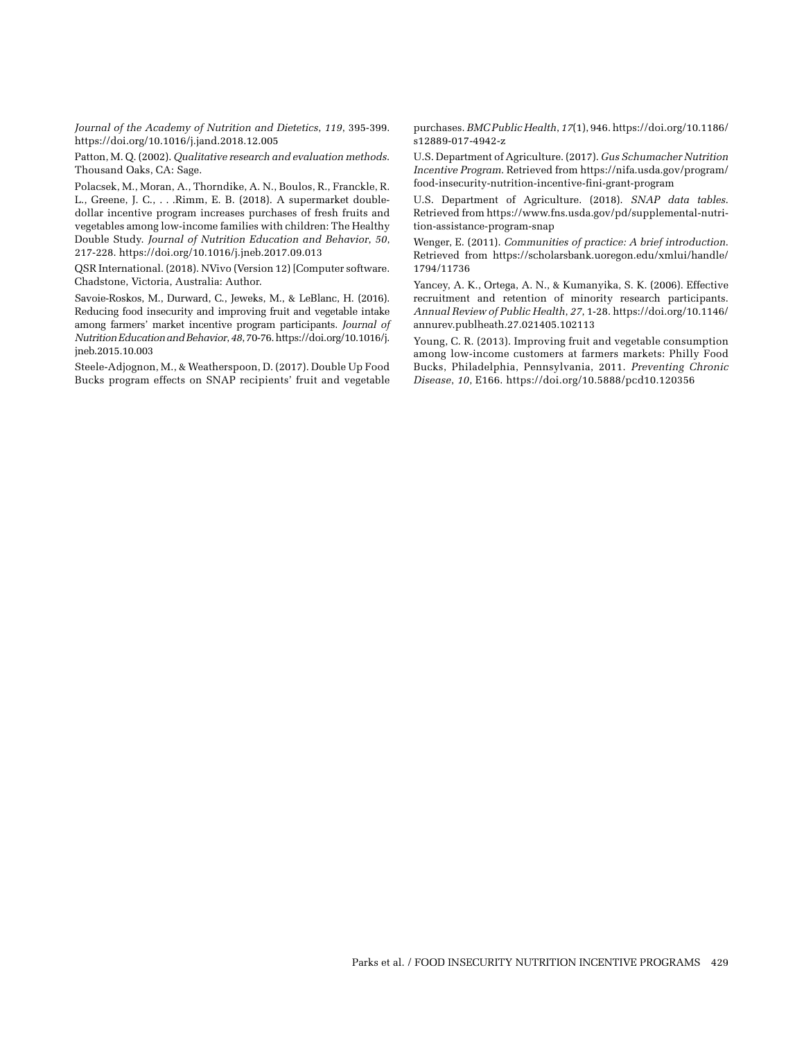*Journal of the Academy of Nutrition and Dietetics*, *119*, 395-399. https://doi.org/10.1016/j.jand.2018.12.005

Patton, M. Q. (2002). *Qualitative research and evaluation methods*. Thousand Oaks, CA: Sage.

Polacsek, M., Moran, A., Thorndike, A. N., Boulos, R., Franckle, R. L., Greene, J. C., . . .Rimm, E. B. (2018). A supermarket double-dollar incentive program increases purchases of fresh fruits and vegetables among low-income families with children: The Healthy Double Study. *Journal of Nutrition Education and Behavior*, *50*, 217-228. https://doi.org/10.1016/j.jneb.2017.09.013

QSR International. (2018). NVivo (Version 12) [Computer software. Chadstone, Victoria, Australia: Author.

Savoie-Roskos, M., Durward, C., Jeweks, M., & LeBlanc, H. (2016). Reducing food insecurity and improving fruit and vegetable intake among farmers' market incentive program participants. *Journal of Nutrition Education and Behavior*, *48*, 70-76. https://doi.org/10.1016/j.jneb.2015.10.003

Steele-Adjognon, M., & Weatherspoon, D. (2017). Double Up Food Bucks program effects on SNAP recipients' fruit and vegetable purchases. *BMC Public Health*, *17*(1), 946. https://doi.org/10.1186/s12889-017-4942-z

U.S. Department of Agriculture. (2017). *Gus Schumacher Nutrition Incentive Program*. Retrieved from https://nifa.usda.gov/program/food-insecurity-nutrition-incentive-fini-grant-program

U.S. Department of Agriculture. (2018). *SNAP data tables*. Retrieved from https://www.fns.usda.gov/pd/supplemental-nutrition-assistance-program-snap

Wenger, E. (2011). *Communities of practice: A brief introduction*. Retrieved from https://scholarsbank.uoregon.edu/xmlui/handle/1794/11736

Yancey, A. K., Ortega, A. N., & Kumanyika, S. K. (2006). Effective recruitment and retention of minority research participants. *Annual Review of Public Health*, *27*, 1-28. https://doi.org/10.1146/annurev.publheath.27.021405.102113

Young, C. R. (2013). Improving fruit and vegetable consumption among low-income customers at farmers markets: Philly Food Bucks, Philadelphia, Pennsylvania, 2011. *Preventing Chronic Disease*, *10*, E166. https://doi.org/10.5888/pcd10.120356